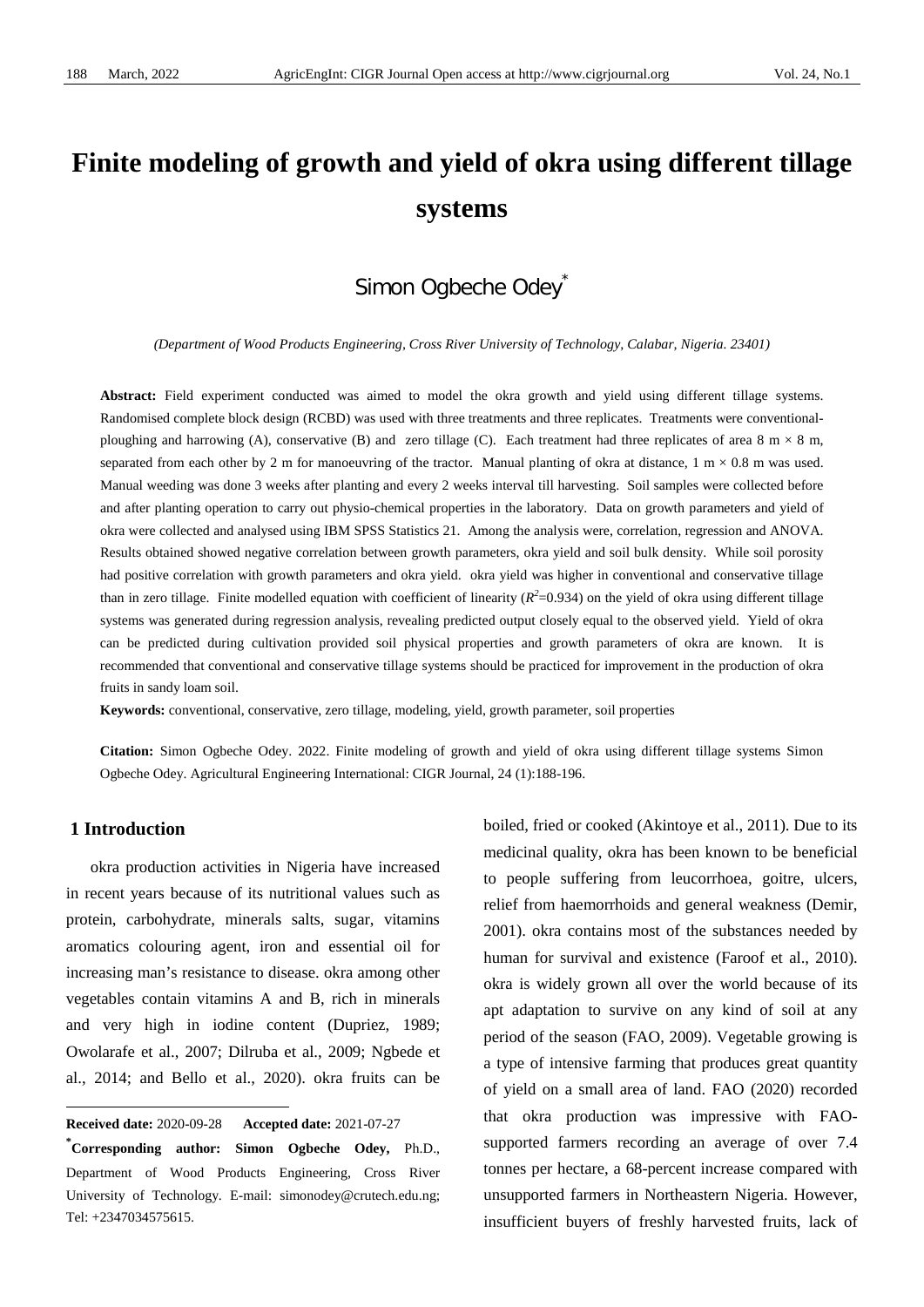# Finite modeling of growth and yield of okra using different tillage systems

Simon Ogbeche Odey*

*(Department of Wood Products Engineering, Cross River University of Technology, Calabar, Nigeria. 23401)*

**Abstract:** Field experiment conducted was aimed to model the okra growth and yield using different tillage systems. Randomised complete block design (RCBD) was used with three treatments and three replicates. Treatments were conventional-ploughing and harrowing (A), conservative (B) and zero tillage (C). Each treatment had three replicates of area 8 m × 8 m, separated from each other by 2 m for manoeuvring of the tractor. Manual planting of okra at distance, 1 m × 0.8 m was used. Manual weeding was done 3 weeks after planting and every 2 weeks interval till harvesting. Soil samples were collected before and after planting operation to carry out physio-chemical properties in the laboratory. Data on growth parameters and yield of okra were collected and analysed using IBM SPSS Statistics 21. Among the analysis were, correlation, regression and ANOVA. Results obtained showed negative correlation between growth parameters, okra yield and soil bulk density. While soil porosity had positive correlation with growth parameters and okra yield. okra yield was higher in conventional and conservative tillage than in zero tillage. Finite modelled equation with coefficient of linearity ($R^2$=0.934) on the yield of okra using different tillage systems was generated during regression analysis, revealing predicted output closely equal to the observed yield. Yield of okra can be predicted during cultivation provided soil physical properties and growth parameters of okra are known. It is recommended that conventional and conservative tillage systems should be practiced for improvement in the production of okra fruits in sandy loam soil.

**Keywords:** conventional, conservative, zero tillage, modeling, yield, growth parameter, soil properties

**Citation:** Simon Ogbeche Odey. 2022. Finite modeling of growth and yield of okra using different tillage systems Simon Ogbeche Odey. Agricultural Engineering International: CIGR Journal, 24 (1):188-196.

## 1 Introduction

okra production activities in Nigeria have increased in recent years because of its nutritional values such as protein, carbohydrate, minerals salts, sugar, vitamins aromatics colouring agent, iron and essential oil for increasing man's resistance to disease. okra among other vegetables contain vitamins A and B, rich in minerals and very high in iodine content (Dupriez, 1989; Owolarafe et al., 2007; Dilruba et al., 2009; Ngbede et al., 2014; and Bello et al., 2020). okra fruits can be boiled, fried or cooked (Akintoye et al., 2011). Due to its medicinal quality, okra has been known to be beneficial to people suffering from leucorrhoea, goitre, ulcers, relief from haemorrhoids and general weakness (Demir, 2001). okra contains most of the substances needed by human for survival and existence (Faroof et al., 2010). okra is widely grown all over the world because of its apt adaptation to survive on any kind of soil at any period of the season (FAO, 2009). Vegetable growing is a type of intensive farming that produces great quantity of yield on a small area of land. FAO (2020) recorded that okra production was impressive with FAO-supported farmers recording an average of over 7.4 tonnes per hectare, a 68-percent increase compared with unsupported farmers in Northeastern Nigeria. However, insufficient buyers of freshly harvested fruits, lack of

---

**Received date:** 2020-09-28 **Accepted date:** 2021-07-27

***Corresponding author: Simon Ogbeche Odey,** Ph.D., Department of Wood Products Engineering, Cross River University of Technology. E-mail: simonodey@crutech.edu.ng; Tel: +2347034575615.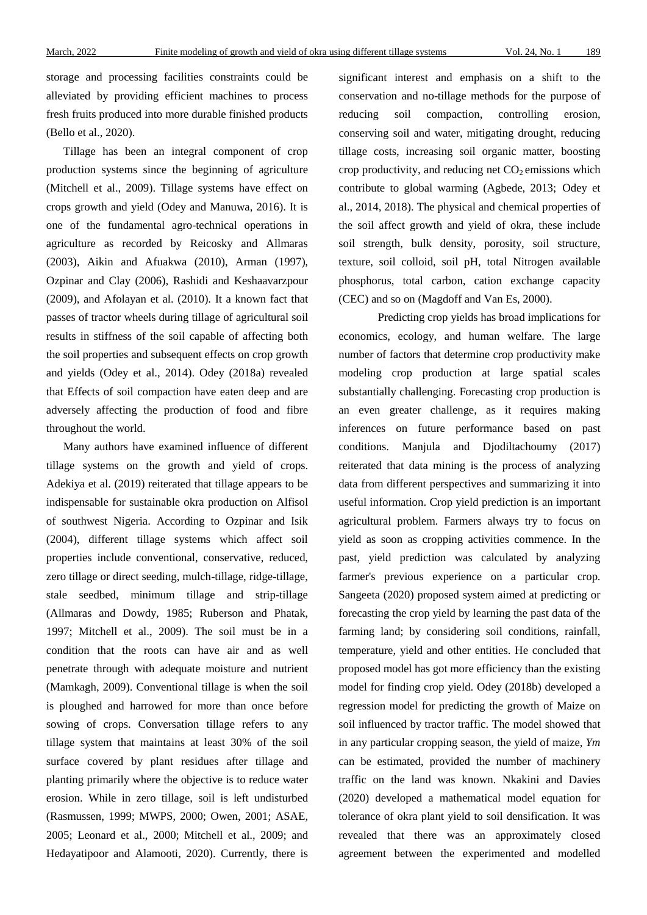storage and processing facilities constraints could be alleviated by providing efficient machines to process fresh fruits produced into more durable finished products (Bello et al., 2020).

Tillage has been an integral component of crop production systems since the beginning of agriculture (Mitchell et al., 2009). Tillage systems have effect on crops growth and yield (Odey and Manuwa, 2016). It is one of the fundamental agro-technical operations in agriculture as recorded by Reicosky and Allmaras (2003), Aikin and Afuakwa (2010), Arman (1997), Ozpinar and Clay (2006), Rashidi and Keshaavarzpour (2009), and Afolayan et al. (2010). It a known fact that passes of tractor wheels during tillage of agricultural soil results in stiffness of the soil capable of affecting both the soil properties and subsequent effects on crop growth and yields (Odey et al., 2014). Odey (2018a) revealed that Effects of soil compaction have eaten deep and are adversely affecting the production of food and fibre throughout the world.

Many authors have examined influence of different tillage systems on the growth and yield of crops. Adekiya et al. (2019) reiterated that tillage appears to be indispensable for sustainable okra production on Alfisol of southwest Nigeria. According to Ozpinar and Isik (2004), different tillage systems which affect soil properties include conventional, conservative, reduced, zero tillage or direct seeding, mulch-tillage, ridge-tillage, stale seedbed, minimum tillage and strip-tillage (Allmaras and Dowdy, 1985; Ruberson and Phatak, 1997; Mitchell et al., 2009). The soil must be in a condition that the roots can have air and as well penetrate through with adequate moisture and nutrient (Mamkagh, 2009). Conventional tillage is when the soil is ploughed and harrowed for more than once before sowing of crops. Conversation tillage refers to any tillage system that maintains at least 30% of the soil surface covered by plant residues after tillage and planting primarily where the objective is to reduce water erosion. While in zero tillage, soil is left undisturbed (Rasmussen, 1999; MWPS, 2000; Owen, 2001; ASAE, 2005; Leonard et al., 2000; Mitchell et al., 2009; and Hedayatipoor and Alamooti, 2020). Currently, there is significant interest and emphasis on a shift to the conservation and no-tillage methods for the purpose of reducing soil compaction, controlling erosion, conserving soil and water, mitigating drought, reducing tillage costs, increasing soil organic matter, boosting crop productivity, and reducing net $CO_2$ emissions which contribute to global warming (Agbede, 2013; Odey et al., 2014, 2018). The physical and chemical properties of the soil affect growth and yield of okra, these include soil strength, bulk density, porosity, soil structure, texture, soil colloid, soil pH, total Nitrogen available phosphorus, total carbon, cation exchange capacity (CEC) and so on (Magdoff and Van Es, 2000).

Predicting crop yields has broad implications for economics, ecology, and human welfare. The large number of factors that determine crop productivity make modeling crop production at large spatial scales substantially challenging. Forecasting crop production is an even greater challenge, as it requires making inferences on future performance based on past conditions. Manjula and Djodiltachoumy (2017) reiterated that data mining is the process of analyzing data from different perspectives and summarizing it into useful information. Crop yield prediction is an important agricultural problem. Farmers always try to focus on yield as soon as cropping activities commence. In the past, yield prediction was calculated by analyzing farmer's previous experience on a particular crop. Sangeeta (2020) proposed system aimed at predicting or forecasting the crop yield by learning the past data of the farming land; by considering soil conditions, rainfall, temperature, yield and other entities. He concluded that proposed model has got more efficiency than the existing model for finding crop yield. Odey (2018b) developed a regression model for predicting the growth of Maize on soil influenced by tractor traffic. The model showed that in any particular cropping season, the yield of maize, $Ym$ can be estimated, provided the number of machinery traffic on the land was known. Nkakini and Davies (2020) developed a mathematical model equation for tolerance of okra plant yield to soil densification. It was revealed that there was an approximately closed agreement between the experimented and modelled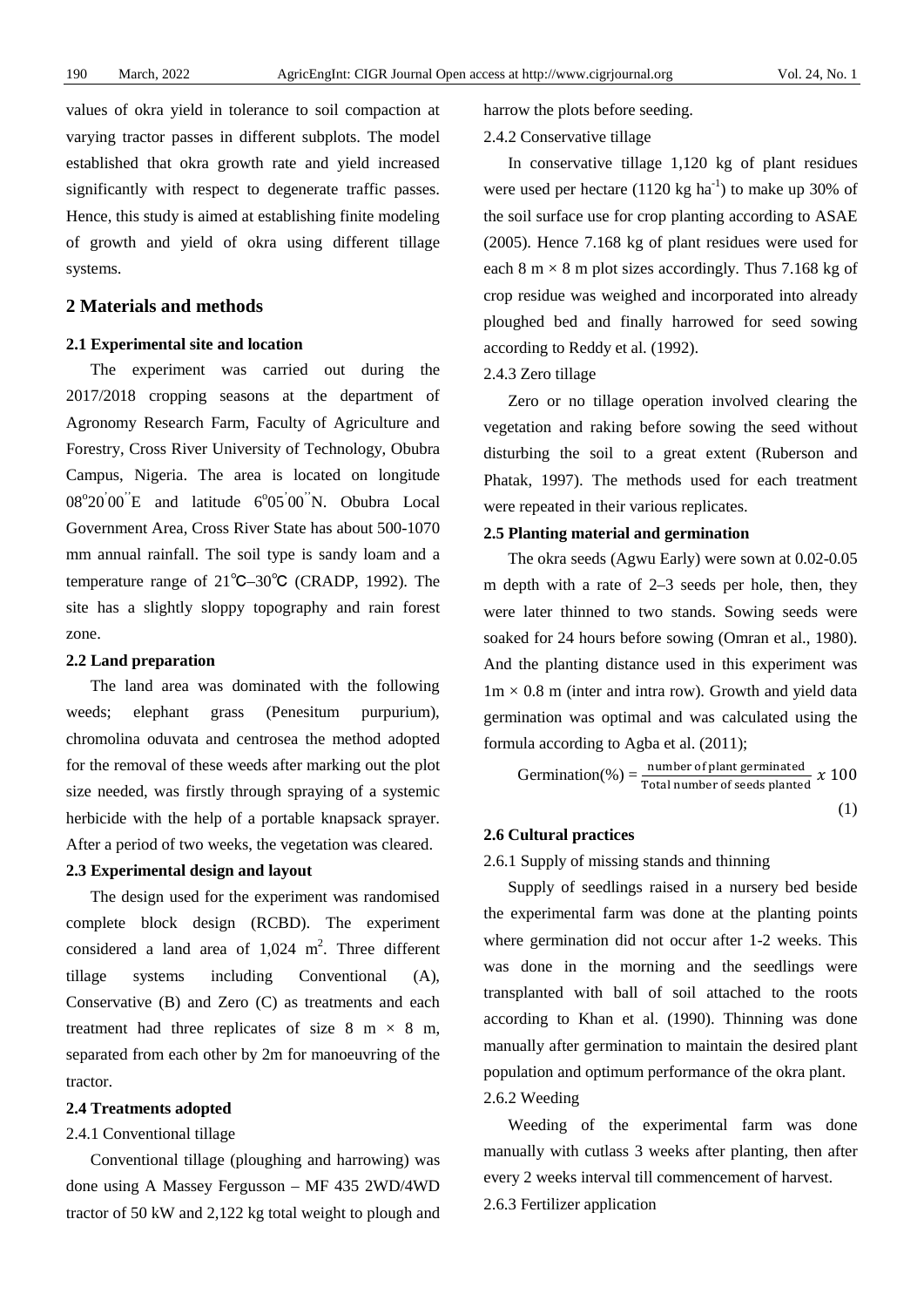values of okra yield in tolerance to soil compaction at varying tractor passes in different subplots. The model established that okra growth rate and yield increased significantly with respect to degenerate traffic passes. Hence, this study is aimed at establishing finite modeling of growth and yield of okra using different tillage systems.

## 2 Materials and methods

### 2.1 Experimental site and location

The experiment was carried out during the 2017/2018 cropping seasons at the department of Agronomy Research Farm, Faculty of Agriculture and Forestry, Cross River University of Technology, Obubra Campus, Nigeria. The area is located on longitude 08$^{o}$20$^{'}$00$^{''}$E and latitude 6$^{o}$05$^{'}$00$^{''}$N. Obubra Local Government Area, Cross River State has about 500-1070 mm annual rainfall. The soil type is sandy loam and a temperature range of 21℃–30℃ (CRADP, 1992). The site has a slightly sloppy topography and rain forest zone.

### 2.2 Land preparation

The land area was dominated with the following weeds; elephant grass (Penesitum purpurium), chromolina oduvata and centrosea the method adopted for the removal of these weeds after marking out the plot size needed, was firstly through spraying of a systemic herbicide with the help of a portable knapsack sprayer. After a period of two weeks, the vegetation was cleared.

### 2.3 Experimental design and layout

The design used for the experiment was randomised complete block design (RCBD). The experiment considered a land area of 1,024 m$^{2}$. Three different tillage systems including Conventional (A), Conservative (B) and Zero (C) as treatments and each treatment had three replicates of size 8 m × 8 m, separated from each other by 2m for manoeuvring of the tractor.

### 2.4 Treatments adopted

2.4.1 Conventional tillage

Conventional tillage (ploughing and harrowing) was done using A Massey Fergusson – MF 435 2WD/4WD tractor of 50 kW and 2,122 kg total weight to plough and harrow the plots before seeding.

2.4.2 Conservative tillage

In conservative tillage 1,120 kg of plant residues were used per hectare (1120 kg ha$^{-1}$) to make up 30% of the soil surface use for crop planting according to ASAE (2005). Hence 7.168 kg of plant residues were used for each 8 m × 8 m plot sizes accordingly. Thus 7.168 kg of crop residue was weighed and incorporated into already ploughed bed and finally harrowed for seed sowing according to Reddy et al. (1992).

2.4.3 Zero tillage

Zero or no tillage operation involved clearing the vegetation and raking before sowing the seed without disturbing the soil to a great extent (Ruberson and Phatak, 1997). The methods used for each treatment were repeated in their various replicates.

### 2.5 Planting material and germination

The okra seeds (Agwu Early) were sown at 0.02-0.05 m depth with a rate of 2–3 seeds per hole, then, they were later thinned to two stands. Sowing seeds were soaked for 24 hours before sowing (Omran et al., 1980). And the planting distance used in this experiment was 1m × 0.8 m (inter and intra row). Growth and yield data germination was optimal and was calculated using the formula according to Agba et al. (2011);

$$\text{Germination(\%)} = \frac{\text{number of plant germinated}}{\text{Total number of seeds planted}} \ x\ 100 \tag{1}$$

### 2.6 Cultural practices

2.6.1 Supply of missing stands and thinning

Supply of seedlings raised in a nursery bed beside the experimental farm was done at the planting points where germination did not occur after 1-2 weeks. This was done in the morning and the seedlings were transplanted with ball of soil attached to the roots according to Khan et al. (1990). Thinning was done manually after germination to maintain the desired plant population and optimum performance of the okra plant.

2.6.2 Weeding

Weeding of the experimental farm was done manually with cutlass 3 weeks after planting, then after every 2 weeks interval till commencement of harvest.

2.6.3 Fertilizer application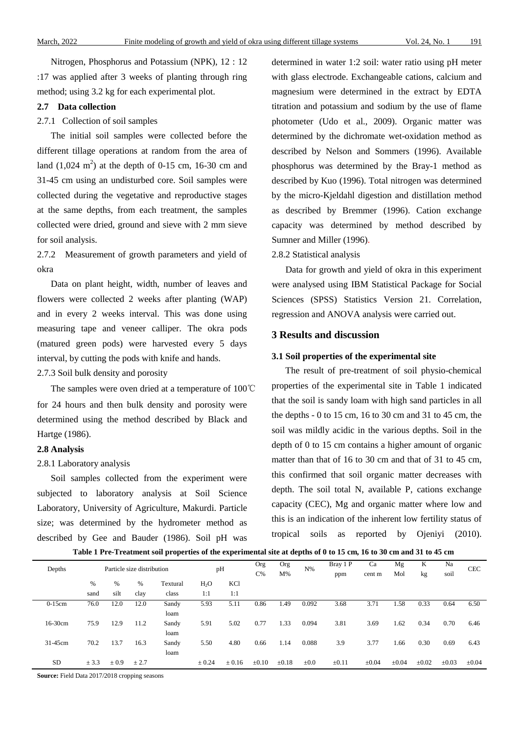Nitrogen, Phosphorus and Potassium (NPK), 12 : 12 :17 was applied after 3 weeks of planting through ring method; using 3.2 kg for each experimental plot.

### 2.7 Data collection

#### 2.7.1 Collection of soil samples

The initial soil samples were collected before the different tillage operations at random from the area of land (1,024 $m^2$) at the depth of 0-15 cm, 16-30 cm and 31-45 cm using an undisturbed core. Soil samples were collected during the vegetative and reproductive stages at the same depths, from each treatment, the samples collected were dried, ground and sieve with 2 mm sieve for soil analysis.

#### 2.7.2 Measurement of growth parameters and yield of okra

Data on plant height, width, number of leaves and flowers were collected 2 weeks after planting (WAP) and in every 2 weeks interval. This was done using measuring tape and veneer calliper. The okra pods (matured green pods) were harvested every 5 days interval, by cutting the pods with knife and hands.

#### 2.7.3 Soil bulk density and porosity

The samples were oven dried at a temperature of 100℃ for 24 hours and then bulk density and porosity were determined using the method described by Black and Hartge (1986).

### 2.8 Analysis

#### 2.8.1 Laboratory analysis

Soil samples collected from the experiment were subjected to laboratory analysis at Soil Science Laboratory, University of Agriculture, Makurdi. Particle size; was determined by the hydrometer method as described by Gee and Bauder (1986). Soil pH was determined in water 1:2 soil: water ratio using pH meter with glass electrode. Exchangeable cations, calcium and magnesium were determined in the extract by EDTA titration and potassium and sodium by the use of flame photometer (Udo et al., 2009). Organic matter was determined by the dichromate wet-oxidation method as described by Nelson and Sommers (1996). Available phosphorus was determined by the Bray-1 method as described by Kuo (1996). Total nitrogen was determined by the micro-Kjeldahl digestion and distillation method as described by Bremmer (1996). Cation exchange capacity was determined by method described by Sumner and Miller (1996).

#### 2.8.2 Statistical analysis

Data for growth and yield of okra in this experiment were analysed using IBM Statistical Package for Social Sciences (SPSS) Statistics Version 21. Correlation, regression and ANOVA analysis were carried out.

## 3 Results and discussion

### 3.1 Soil properties of the experimental site

The result of pre-treatment of soil physio-chemical properties of the experimental site in Table 1 indicated that the soil is sandy loam with high sand particles in all the depths - 0 to 15 cm, 16 to 30 cm and 31 to 45 cm, the soil was mildly acidic in the various depths. Soil in the depth of 0 to 15 cm contains a higher amount of organic matter than that of 16 to 30 cm and that of 31 to 45 cm, this confirmed that soil organic matter decreases with depth. The soil total N, available P, cations exchange capacity (CEC), Mg and organic matter where low and this is an indication of the inherent low fertility status of tropical soils as reported by Ojeniyi (2010).

**Table 1 Pre-Treatment soil properties of the experimental site at depths of 0 to 15 cm, 16 to 30 cm and 31 to 45 cm**

| Depths | Particle size distribution | | | | pH | | Org C% | Org M% | N% | Bray 1 P ppm | Ca cent m | Mg Mol | K kg | Na soil | CEC |
|---|---|---|---|---|---|---|---|---|---|---|---|---|---|---|---|
| | % sand | % silt | % clay | Textural class | $H_2O$ 1:1 | KCl 1:1 | | | | | | | | | |
| 0-15cm | 76.0 | 12.0 | 12.0 | Sandy loam | 5.93 | 5.11 | 0.86 | 1.49 | 0.092 | 3.68 | 3.71 | 1.58 | 0.33 | 0.64 | 6.50 |
| 16-30cm | 75.9 | 12.9 | 11.2 | Sandy loam | 5.91 | 5.02 | 0.77 | 1.33 | 0.094 | 3.81 | 3.69 | 1.62 | 0.34 | 0.70 | 6.46 |
| 31-45cm | 70.2 | 13.7 | 16.3 | Sandy loam | 5.50 | 4.80 | 0.66 | 1.14 | 0.088 | 3.9 | 3.77 | 1.66 | 0.30 | 0.69 | 6.43 |
| SD | ± 3.3 | ± 0.9 | ± 2.7 | | ± 0.24 | ± 0.16 | ±0.10 | ±0.18 | ±0.0 | ±0.11 | ±0.04 | ±0.04 | ±0.02 | ±0.03 | ±0.04 |

**Source:** Field Data 2017/2018 cropping seasons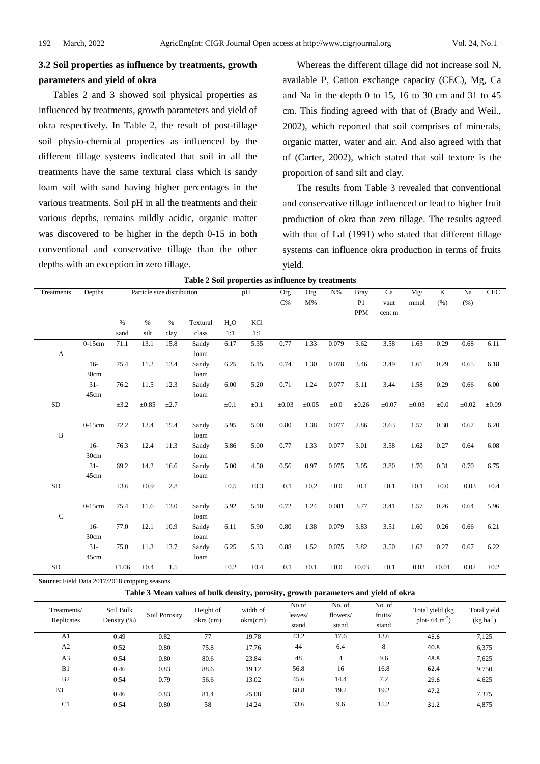### 3.2 Soil properties as influence by treatments, growth parameters and yield of okra

Tables 2 and 3 showed soil physical properties as influenced by treatments, growth parameters and yield of okra respectively. In Table 2, the result of post-tillage soil physio-chemical properties as influenced by the different tillage systems indicated that soil in all the treatments have the same textural class which is sandy loam soil with sand having higher percentages in the various treatments. Soil pH in all the treatments and their various depths, remains mildly acidic, organic matter was discovered to be higher in the depth 0-15 in both conventional and conservative tillage than the other depths with an exception in zero tillage.

Whereas the different tillage did not increase soil N, available P, Cation exchange capacity (CEC), Mg, Ca and Na in the depth 0 to 15, 16 to 30 cm and 31 to 45 cm. This finding agreed with that of (Brady and Weil., 2002), which reported that soil comprises of minerals, organic matter, water and air. And also agreed with that of (Carter, 2002), which stated that soil texture is the proportion of sand silt and clay.

The results from Table 3 revealed that conventional and conservative tillage influenced or lead to higher fruit production of okra than zero tillage. The results agreed with that of Lal (1991) who stated that different tillage systems can influence okra production in terms of fruits yield.

**Table 2 Soil properties as influence by treatments**

| Treatments | Depths | Particle size distribution | | | | pH | | Org C% | Org M% | N% | Bray P1 PPM | Ca vaut cent m | Mg/ mmol | K (%) | Na (%) | CEC |
|---|---|---|---|---|---|---|---|---|---|---|---|---|---|---|---|---|
| | | % sand | % silt | % clay | Textural class | $H_2O$ 1:1 | KCl 1:1 | | | | | | | | | |
| A | 0-15cm | 71.1 | 13.1 | 15.8 | Sandy loam | 6.17 | 5.35 | 0.77 | 1.33 | 0.079 | 3.62 | 3.58 | 1.63 | 0.29 | 0.68 | 6.11 |
| | 16-30cm | 75.4 | 11.2 | 13.4 | Sandy loam | 6.25 | 5.15 | 0.74 | 1.30 | 0.078 | 3.46 | 3.49 | 1.61 | 0.29 | 0.65 | 6.18 |
| | 31-45cm | 76.2 | 11.5 | 12.3 | Sandy loam | 6.00 | 5.20 | 0.71 | 1.24 | 0.077 | 3.11 | 3.44 | 1.58 | 0.29 | 0.66 | 6.00 |
| SD | | ±3.2 | ±0.85 | ±2.7 | | ±0.1 | ±0.1 | ±0.03 | ±0.05 | ±0.0 | ±0.26 | ±0.07 | ±0.03 | ±0.0 | ±0.02 | ±0.09 |
| B | 0-15cm | 72.2 | 13.4 | 15.4 | Sandy loam | 5.95 | 5.00 | 0.80 | 1.38 | 0.077 | 2.86 | 3.63 | 1.57 | 0.30 | 0.67 | 6.20 |
| | 16-30cm | 76.3 | 12.4 | 11.3 | Sandy loam | 5.86 | 5.00 | 0.77 | 1.33 | 0.077 | 3.01 | 3.58 | 1.62 | 0.27 | 0.64 | 6.08 |
| | 31-45cm | 69.2 | 14.2 | 16.6 | Sandy loam | 5.00 | 4.50 | 0.56 | 0.97 | 0.075 | 3.05 | 3.80 | 1.70 | 0.31 | 0.70 | 6.75 |
| SD | | ±3.6 | ±0.9 | ±2.8 | | ±0.5 | ±0.3 | ±0.1 | ±0.2 | ±0.0 | ±0.1 | ±0.1 | ±0.1 | ±0.0 | ±0.03 | ±0.4 |
| C | 0-15cm | 75.4 | 11.6 | 13.0 | Sandy loam | 5.92 | 5.10 | 0.72 | 1.24 | 0.081 | 3.77 | 3.41 | 1.57 | 0.26 | 0.64 | 5.96 |
| | 16-30cm | 77.0 | 12.1 | 10.9 | Sandy loam | 6.11 | 5.90 | 0.80 | 1.38 | 0.079 | 3.83 | 3.51 | 1.60 | 0.26 | 0.66 | 6.21 |
| | 31-45cm | 75.0 | 11.3 | 13.7 | Sandy loam | 6.25 | 5.33 | 0.88 | 1.52 | 0.075 | 3.82 | 3.50 | 1.62 | 0.27 | 0.67 | 6.22 |
| SD | | ±1.06 | ±0.4 | ±1.5 | | ±0.2 | ±0.4 | ±0.1 | ±0.1 | ±0.0 | ±0.03 | ±0.1 | ±0.03 | ±0.01 | ±0.02 | ±0.2 |

**Source:** Field Data 2017/2018 cropping seasons

**Table 3 Mean values of bulk density, porosity, growth parameters and yield of okra**

| Treatments/ Replicates | Soil Bulk Density (%) | Soil Porosity | Height of okra (cm) | width of okra(cm) | No of leaves/ stand | No. of flowers/ stand | No. of fruits/ stand | Total yield (kg plot- 64 $m^{-2}$) | Total yield ($kg\ ha^{-1}$) |
|---|---|---|---|---|---|---|---|---|---|
| A1 | 0.49 | 0.82 | 77 | 19.78 | 43.2 | 17.6 | 13.6 | 45.6 | 7,125 |
| A2 | 0.52 | 0.80 | 75.8 | 17.76 | 44 | 6.4 | 8 | 40.8 | 6,375 |
| A3 | 0.54 | 0.80 | 80.6 | 23.84 | 48 | 4 | 9.6 | 48.8 | 7,625 |
| B1 | 0.46 | 0.83 | 88.6 | 19.12 | 56.8 | 16 | 16.8 | 62.4 | 9,750 |
| B2 | 0.54 | 0.79 | 56.6 | 13.02 | 45.6 | 14.4 | 7.2 | 29.6 | 4,625 |
| B3 | 0.46 | 0.83 | 81.4 | 25.08 | 68.8 | 19.2 | 19.2 | 47.2 | 7,375 |
| C1 | 0.54 | 0.80 | 58 | 14.24 | 33.6 | 9.6 | 15.2 | 31.2 | 4,875 |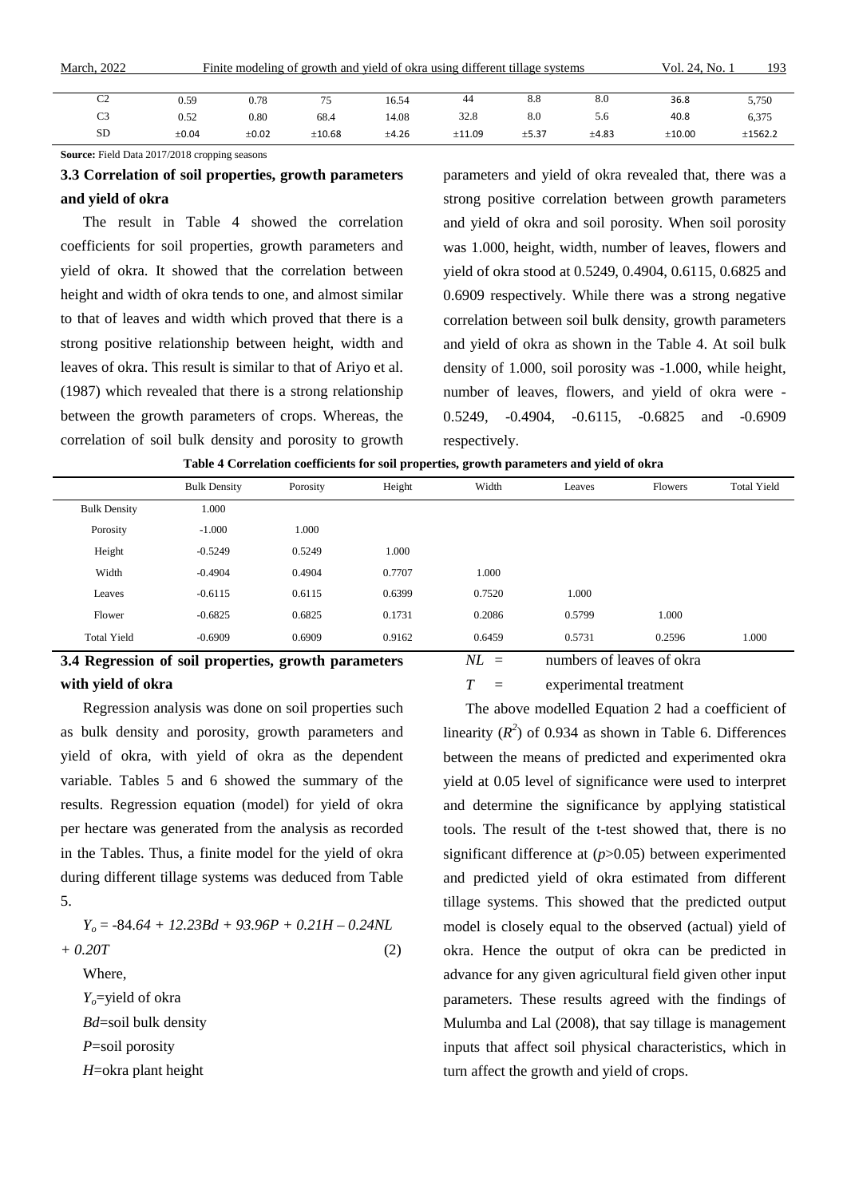| C2 | 0.59 | 0.78 | 75 | 16.54 | 44 | 8.8 | 8.0 | 36.8 | 5,750 |
|---|---|---|---|---|---|---|---|---|---|
| C3 | 0.52 | 0.80 | 68.4 | 14.08 | 32.8 | 8.0 | 5.6 | 40.8 | 6,375 |
| SD | ±0.04 | ±0.02 | ±10.68 | ±4.26 | ±11.09 | ±5.37 | ±4.83 | ±10.00 | ±1562.2 |

**Source:** Field Data 2017/2018 cropping seasons

### 3.3 Correlation of soil properties, growth parameters and yield of okra

The result in Table 4 showed the correlation coefficients for soil properties, growth parameters and yield of okra. It showed that the correlation between height and width of okra tends to one, and almost similar to that of leaves and width which proved that there is a strong positive relationship between height, width and leaves of okra. This result is similar to that of Ariyo et al. (1987) which revealed that there is a strong relationship between the growth parameters of crops. Whereas, the correlation of soil bulk density and porosity to growth parameters and yield of okra revealed that, there was a strong positive correlation between growth parameters and yield of okra and soil porosity. When soil porosity was 1.000, height, width, number of leaves, flowers and yield of okra stood at 0.5249, 0.4904, 0.6115, 0.6825 and 0.6909 respectively. While there was a strong negative correlation between soil bulk density, growth parameters and yield of okra as shown in the Table 4. At soil bulk density of 1.000, soil porosity was -1.000, while height, number of leaves, flowers, and yield of okra were -0.5249, -0.4904, -0.6115, -0.6825 and -0.6909 respectively.

**Table 4 Correlation coefficients for soil properties, growth parameters and yield of okra**

| | Bulk Density | Porosity | Height | Width | Leaves | Flowers | Total Yield |
|---|---|---|---|---|---|---|---|
| Bulk Density | 1.000 | | | | | | |
| Porosity | -1.000 | 1.000 | | | | | |
| Height | -0.5249 | 0.5249 | 1.000 | | | | |
| Width | -0.4904 | 0.4904 | 0.7707 | 1.000 | | | |
| Leaves | -0.6115 | 0.6115 | 0.6399 | 0.7520 | 1.000 | | |
| Flower | -0.6825 | 0.6825 | 0.1731 | 0.2086 | 0.5799 | 1.000 | |
| Total Yield | -0.6909 | 0.6909 | 0.9162 | 0.6459 | 0.5731 | 0.2596 | 1.000 |

### 3.4 Regression of soil properties, growth parameters with yield of okra

Regression analysis was done on soil properties such as bulk density and porosity, growth parameters and yield of okra, with yield of okra as the dependent variable. Tables 5 and 6 showed the summary of the results. Regression equation (model) for yield of okra per hectare was generated from the analysis as recorded in the Tables. Thus, a finite model for the yield of okra during different tillage systems was deduced from Table 5.

$$Y_o = -84.64 + 12.23Bd + 93.96P + 0.21H - 0.24NL + 0.20T \quad (2)$$

Where,

$Y_o$=yield of okra

$Bd$=soil bulk density

$P$=soil porosity

$H$=okra plant height

$NL$ = numbers of leaves of okra

$T$ = experimental treatment

The above modelled Equation 2 had a coefficient of linearity ($R^2$) of 0.934 as shown in Table 6. Differences between the means of predicted and experimented okra yield at 0.05 level of significance were used to interpret and determine the significance by applying statistical tools. The result of the t-test showed that, there is no significant difference at ($p$>0.05) between experimented and predicted yield of okra estimated from different tillage systems. This showed that the predicted output model is closely equal to the observed (actual) yield of okra. Hence the output of okra can be predicted in advance for any given agricultural field given other input parameters. These results agreed with the findings of Mulumba and Lal (2008), that say tillage is management inputs that affect soil physical characteristics, which in turn affect the growth and yield of crops.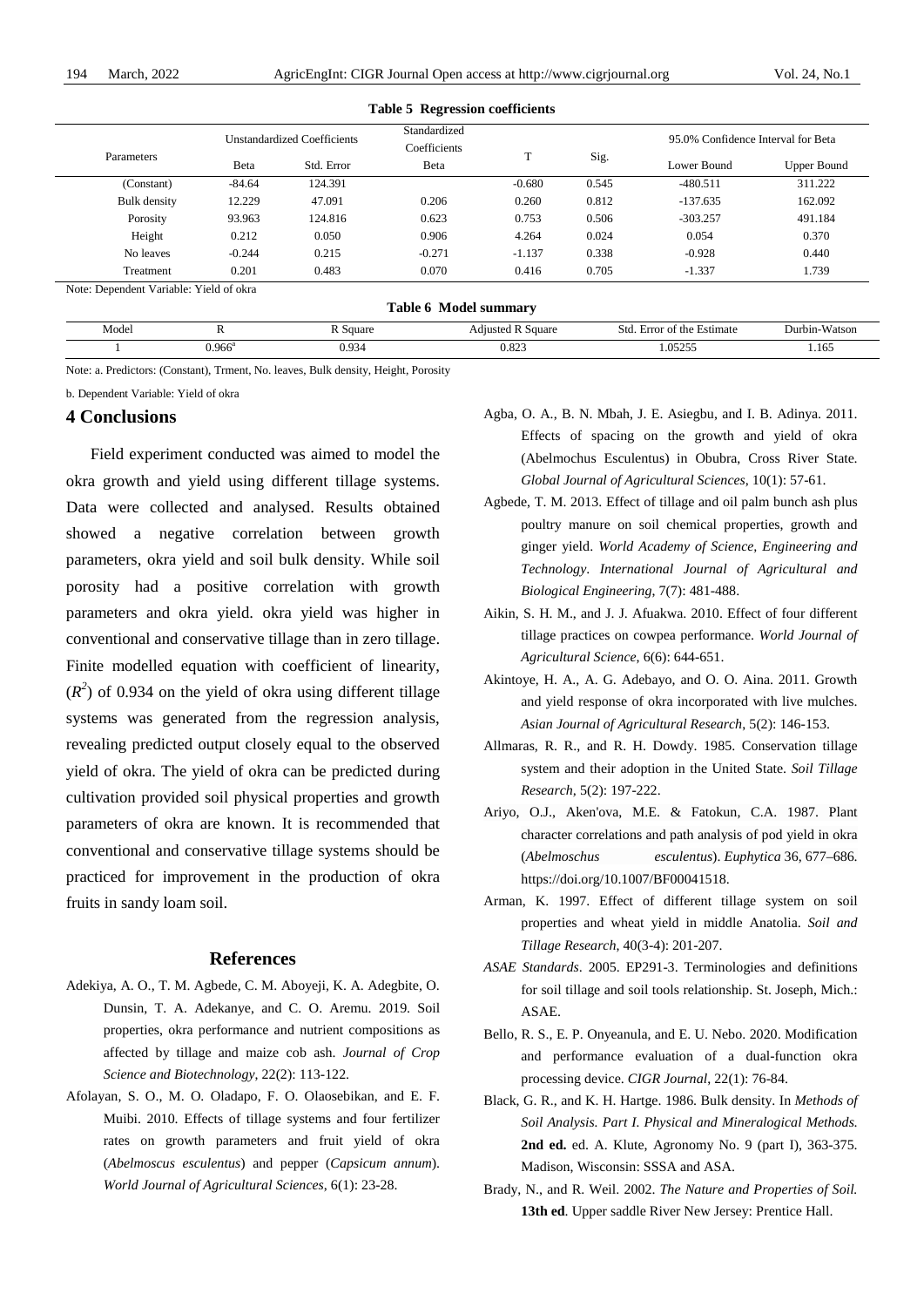**Table 5 Regression coefficients**

| Parameters | Unstandardized Coefficients | | Standardized Coefficients | T | Sig. | 95.0% Confidence Interval for Beta | |
|---|---|---|---|---|---|---|---|
| | Beta | Std. Error | Beta | | | Lower Bound | Upper Bound |
| (Constant) | -84.64 | 124.391 | | -0.680 | 0.545 | -480.511 | 311.222 |
| Bulk density | 12.229 | 47.091 | 0.206 | 0.260 | 0.812 | -137.635 | 162.092 |
| Porosity | 93.963 | 124.816 | 0.623 | 0.753 | 0.506 | -303.257 | 491.184 |
| Height | 0.212 | 0.050 | 0.906 | 4.264 | 0.024 | 0.054 | 0.370 |
| No leaves | -0.244 | 0.215 | -0.271 | -1.137 | 0.338 | -0.928 | 0.440 |
| Treatment | 0.201 | 0.483 | 0.070 | 0.416 | 0.705 | -1.337 | 1.739 |

Note: Dependent Variable: Yield of okra

**Table 6 Model summary**

| Model | R | R Square | Adjusted R Square | Std. Error of the Estimate | Durbin-Watson |
|---|---|---|---|---|---|
| 1 | 0.966[a] | 0.934 | 0.823 | 1.05255 | 1.165 |

Note: a. Predictors: (Constant), Trment, No. leaves, Bulk density, Height, Porosity

b. Dependent Variable: Yield of okra

## 4 Conclusions

Field experiment conducted was aimed to model the okra growth and yield using different tillage systems. Data were collected and analysed. Results obtained showed a negative correlation between growth parameters, okra yield and soil bulk density. While soil porosity had a positive correlation with growth parameters and okra yield. okra yield was higher in conventional and conservative tillage than in zero tillage. Finite modelled equation with coefficient of linearity, ($R^2$) of 0.934 on the yield of okra using different tillage systems was generated from the regression analysis, revealing predicted output closely equal to the observed yield of okra. The yield of okra can be predicted during cultivation provided soil physical properties and growth parameters of okra are known. It is recommended that conventional and conservative tillage systems should be practiced for improvement in the production of okra fruits in sandy loam soil.

## References

Adekiya, A. O., T. M. Agbede, C. M. Aboyeji, K. A. Adegbite, O. Dunsin, T. A. Adekanye, and C. O. Aremu. 2019. Soil properties, okra performance and nutrient compositions as affected by tillage and maize cob ash. *Journal of Crop Science and Biotechnology*, 22(2): 113-122.

Afolayan, S. O., M. O. Oladapo, F. O. Olaosebikan, and E. F. Muibi. 2010. Effects of tillage systems and four fertilizer rates on growth parameters and fruit yield of okra (*Abelmoscus esculentus*) and pepper (*Capsicum annum*). *World Journal of Agricultural Sciences*, 6(1): 23-28.

Agba, O. A., B. N. Mbah, J. E. Asiegbu, and I. B. Adinya. 2011. Effects of spacing on the growth and yield of okra (Abelmochus Esculentus) in Obubra, Cross River State. *Global Journal of Agricultural Sciences*, 10(1): 57-61.

Agbede, T. M. 2013. Effect of tillage and oil palm bunch ash plus poultry manure on soil chemical properties, growth and ginger yield. *World Academy of Science, Engineering and Technology. International Journal of Agricultural and Biological Engineering*, 7(7): 481-488.

Aikin, S. H. M., and J. J. Afuakwa. 2010. Effect of four different tillage practices on cowpea performance. *World Journal of Agricultural Science*, 6(6): 644-651.

Akintoye, H. A., A. G. Adebayo, and O. O. Aina. 2011. Growth and yield response of okra incorporated with live mulches. *Asian Journal of Agricultural Research*, 5(2): 146-153.

Allmaras, R. R., and R. H. Dowdy. 1985. Conservation tillage system and their adoption in the United State. *Soil Tillage Research*, 5(2): 197-222.

Ariyo, O.J., Aken'ova, M.E. & Fatokun, C.A. 1987. Plant character correlations and path analysis of pod yield in okra (*Abelmoschus esculentus*). *Euphytica* 36, 677–686. https://doi.org/10.1007/BF00041518.

Arman, K. 1997. Effect of different tillage system on soil properties and wheat yield in middle Anatolia. *Soil and Tillage Research*, 40(3-4): 201-207.

*ASAE Standards*. 2005. EP291-3. Terminologies and definitions for soil tillage and soil tools relationship. St. Joseph, Mich.: ASAE.

Bello, R. S., E. P. Onyeanula, and E. U. Nebo. 2020. Modification and performance evaluation of a dual-function okra processing device. *CIGR Journal*, 22(1): 76-84.

Black, G. R., and K. H. Hartge. 1986. Bulk density. In *Methods of Soil Analysis. Part I. Physical and Mineralogical Methods.* **2nd ed.** ed. A. Klute, Agronomy No. 9 (part I), 363-375. Madison, Wisconsin: SSSA and ASA.

Brady, N., and R. Weil. 2002. *The Nature and Properties of Soil.* **13th ed**. Upper saddle River New Jersey: Prentice Hall.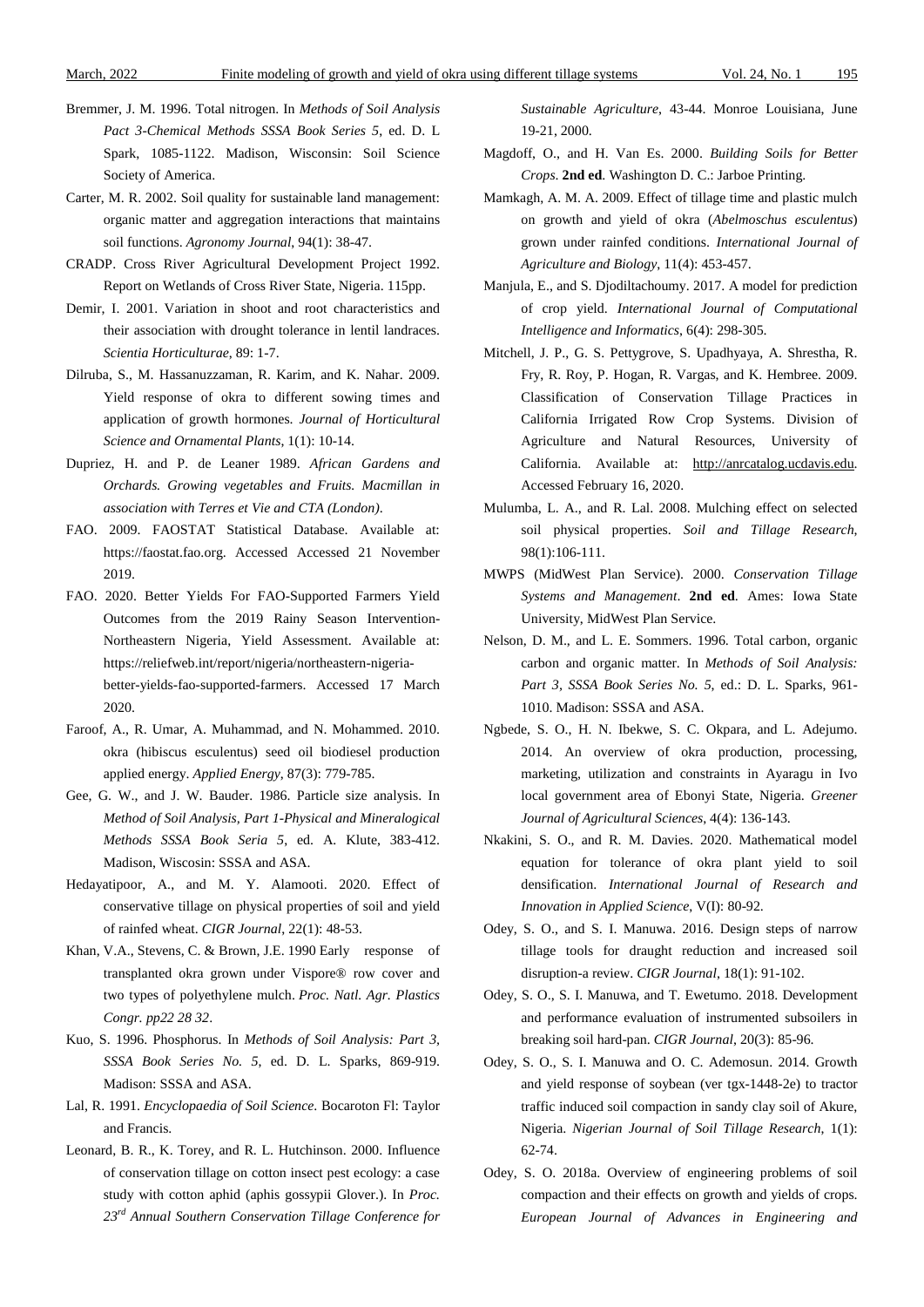Bremmer, J. M. 1996. Total nitrogen. In *Methods of Soil Analysis Pact 3-Chemical Methods SSSA Book Series 5*, ed. D. L Spark, 1085-1122. Madison, Wisconsin: Soil Science Society of America.

Carter, M. R. 2002. Soil quality for sustainable land management: organic matter and aggregation interactions that maintains soil functions. *Agronomy Journal*, 94(1): 38-47.

CRADP. Cross River Agricultural Development Project 1992. Report on Wetlands of Cross River State, Nigeria. 115pp.

Demir, I. 2001. Variation in shoot and root characteristics and their association with drought tolerance in lentil landraces. *Scientia Horticulturae*, 89: 1-7.

Dilruba, S., M. Hassanuzzaman, R. Karim, and K. Nahar. 2009. Yield response of okra to different sowing times and application of growth hormones. *Journal of Horticultural Science and Ornamental Plants*, 1(1): 10-14.

Dupriez, H. and P. de Leaner 1989. *African Gardens and Orchards. Growing vegetables and Fruits. Macmillan in association with Terres et Vie and CTA (London)*.

FAO. 2009. FAOSTAT Statistical Database. Available at: https://faostat.fao.org. Accessed Accessed 21 November 2019.

FAO. 2020. Better Yields For FAO-Supported Farmers Yield Outcomes from the 2019 Rainy Season Intervention-Northeastern Nigeria, Yield Assessment. Available at: https://reliefweb.int/report/nigeria/northeastern-nigeria-better-yields-fao-supported-farmers. Accessed 17 March 2020.

Faroof, A., R. Umar, A. Muhammad, and N. Mohammed. 2010. okra (hibiscus esculentus) seed oil biodiesel production applied energy. *Applied Energy*, 87(3): 779-785.

Gee, G. W., and J. W. Bauder. 1986. Particle size analysis. In *Method of Soil Analysis, Part 1-Physical and Mineralogical Methods SSSA Book Seria 5*, ed. A. Klute, 383-412. Madison, Wiscosin: SSSA and ASA.

Hedayatipoor, A., and M. Y. Alamooti. 2020. Effect of conservative tillage on physical properties of soil and yield of rainfed wheat. *CIGR Journal*, 22(1): 48-53.

Khan, V.A., Stevens, C. & Brown, J.E. 1990 Early response of transplanted okra grown under Vispore® row cover and two types of polyethylene mulch. *Proc. Natl. Agr. Plastics Congr. pp22 28 32*.

Kuo, S. 1996. Phosphorus. In *Methods of Soil Analysis: Part 3, SSSA Book Series No. 5*, ed. D. L. Sparks, 869-919. Madison: SSSA and ASA.

Lal, R. 1991. *Encyclopaedia of Soil Science*. Bocaroton Fl: Taylor and Francis.

Leonard, B. R., K. Torey, and R. L. Hutchinson. 2000. Influence of conservation tillage on cotton insect pest ecology: a case study with cotton aphid (aphis gossypii Glover.). In *Proc. 23rd Annual Southern Conservation Tillage Conference for Sustainable Agriculture*, 43-44. Monroe Louisiana, June 19-21, 2000.

Magdoff, O., and H. Van Es. 2000. *Building Soils for Better Crops*. **2nd ed**. Washington D. C.: Jarboe Printing.

Mamkagh, A. M. A. 2009. Effect of tillage time and plastic mulch on growth and yield of okra (*Abelmoschus esculentus*) grown under rainfed conditions. *International Journal of Agriculture and Biology*, 11(4): 453-457.

Manjula, E., and S. Djodiltachoumy. 2017. A model for prediction of crop yield. *International Journal of Computational Intelligence and Informatics*, 6(4): 298-305.

Mitchell, J. P., G. S. Pettygrove, S. Upadhyaya, A. Shrestha, R. Fry, R. Roy, P. Hogan, R. Vargas, and K. Hembree. 2009. Classification of Conservation Tillage Practices in California Irrigated Row Crop Systems. Division of Agriculture and Natural Resources, University of California. Available at: http://anrcatalog.ucdavis.edu. Accessed February 16, 2020.

Mulumba, L. A., and R. Lal. 2008. Mulching effect on selected soil physical properties. *Soil and Tillage Research*, 98(1):106-111.

MWPS (MidWest Plan Service). 2000. *Conservation Tillage Systems and Management*. **2nd ed**. Ames: Iowa State University, MidWest Plan Service.

Nelson, D. M., and L. E. Sommers. 1996. Total carbon, organic carbon and organic matter. In *Methods of Soil Analysis: Part 3, SSSA Book Series No. 5,* ed.: D. L. Sparks, 961-1010. Madison: SSSA and ASA.

Ngbede, S. O., H. N. Ibekwe, S. C. Okpara, and L. Adejumo. 2014. An overview of okra production, processing, marketing, utilization and constraints in Ayaragu in Ivo local government area of Ebonyi State, Nigeria. *Greener Journal of Agricultural Sciences*, 4(4): 136-143.

Nkakini, S. O., and R. M. Davies. 2020. Mathematical model equation for tolerance of okra plant yield to soil densification. *International Journal of Research and Innovation in Applied Science*, V(I): 80-92.

Odey, S. O., and S. I. Manuwa. 2016. Design steps of narrow tillage tools for draught reduction and increased soil disruption-a review. *CIGR Journal*, 18(1): 91-102.

Odey, S. O., S. I. Manuwa, and T. Ewetumo. 2018. Development and performance evaluation of instrumented subsoilers in breaking soil hard-pan. *CIGR Journal*, 20(3): 85-96.

Odey, S. O., S. I. Manuwa and O. C. Ademosun. 2014. Growth and yield response of soybean (ver tgx-1448-2e) to tractor traffic induced soil compaction in sandy clay soil of Akure, Nigeria. *Nigerian Journal of Soil Tillage Research*, 1(1): 62-74.

Odey, S. O. 2018a. Overview of engineering problems of soil compaction and their effects on growth and yields of crops. *European Journal of Advances in Engineering and*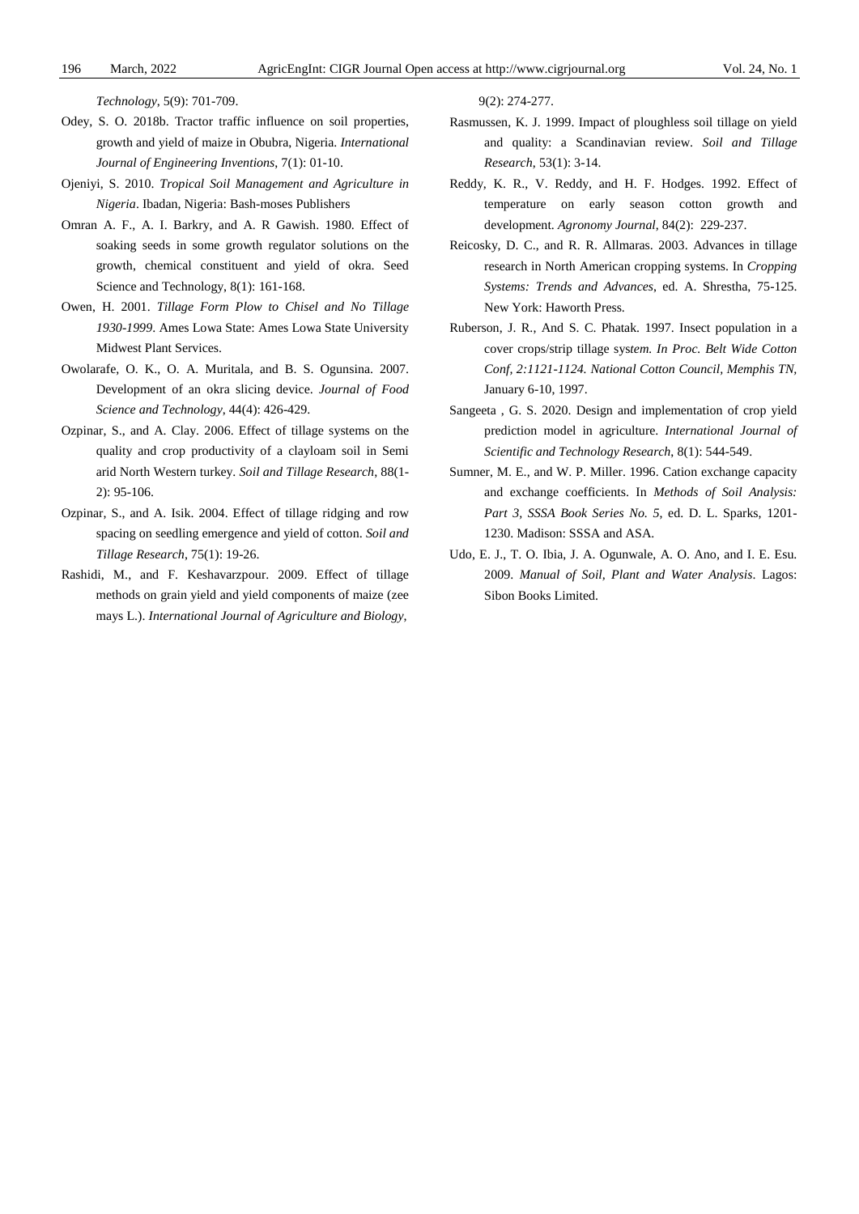*Technology*, 5(9): 701-709.

Odey, S. O. 2018b. Tractor traffic influence on soil properties, growth and yield of maize in Obubra, Nigeria. *International Journal of Engineering Inventions*, 7(1): 01-10.

Ojeniyi, S. 2010. *Tropical Soil Management and Agriculture in Nigeria*. Ibadan, Nigeria: Bash-moses Publishers

Omran A. F., A. I. Barkry, and A. R Gawish. 1980. Effect of soaking seeds in some growth regulator solutions on the growth, chemical constituent and yield of okra. Seed Science and Technology, 8(1): 161-168.

Owen, H. 2001. *Tillage Form Plow to Chisel and No Tillage 1930-1999*. Ames Lowa State: Ames Lowa State University Midwest Plant Services.

Owolarafe, O. K., O. A. Muritala, and B. S. Ogunsina. 2007. Development of an okra slicing device. *Journal of Food Science and Technology*, 44(4): 426-429.

Ozpinar, S., and A. Clay. 2006. Effect of tillage systems on the quality and crop productivity of a clayloam soil in Semi arid North Western turkey. *Soil and Tillage Research*, 88(1-2): 95-106.

Ozpinar, S., and A. Isik. 2004. Effect of tillage ridging and row spacing on seedling emergence and yield of cotton. *Soil and Tillage Research*, 75(1): 19-26.

Rashidi, M., and F. Keshavarzpour. 2009. Effect of tillage methods on grain yield and yield components of maize (zee mays L.). *International Journal of Agriculture and Biology*, 9(2): 274-277.

Rasmussen, K. J. 1999. Impact of ploughless soil tillage on yield and quality: a Scandinavian review. *Soil and Tillage Research*, 53(1): 3-14.

Reddy, K. R., V. Reddy, and H. F. Hodges. 1992. Effect of temperature on early season cotton growth and development. *Agronomy Journal*, 84(2): 229-237.

Reicosky, D. C., and R. R. Allmaras. 2003. Advances in tillage research in North American cropping systems. In *Cropping Systems: Trends and Advances*, ed. A. Shrestha, 75-125. New York: Haworth Press.

Ruberson, J. R., And S. C. Phatak. 1997. Insect population in a cover crops/strip tillage sys*tem. In Proc. Belt Wide Cotton Conf, 2:1121-1124. National Cotton Council, Memphis TN,* January 6-10, 1997.

Sangeeta , G. S. 2020. Design and implementation of crop yield prediction model in agriculture. *International Journal of Scientific and Technology Research*, 8(1): 544-549.

Sumner, M. E., and W. P. Miller. 1996. Cation exchange capacity and exchange coefficients. In *Methods of Soil Analysis: Part 3, SSSA Book Series No. 5*, ed. D. L. Sparks, 1201-1230. Madison: SSSA and ASA.

Udo, E. J., T. O. Ibia, J. A. Ogunwale, A. O. Ano, and I. E. Esu. 2009. *Manual of Soil, Plant and Water Analysis*. Lagos: Sibon Books Limited.